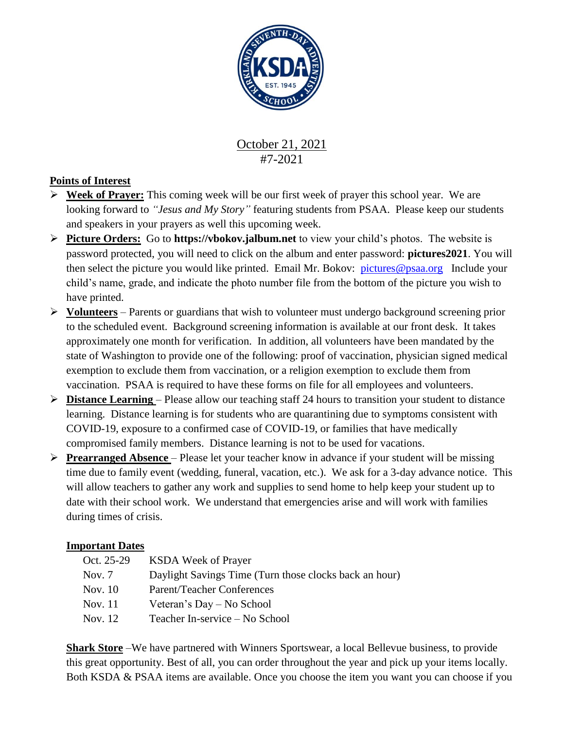October 21, 2021
#7-2021

**Points of Interest**

- **Week of Prayer:** This coming week will be our first week of prayer this school year. We are looking forward to *"Jesus and My Story"* featuring students from PSAA. Please keep our students and speakers in your prayers as well this upcoming week.
- **Picture Orders:** Go to **https://vbokov.jalbum.net** to view your child's photos. The website is password protected, you will need to click on the album and enter password: **pictures2021**. You will then select the picture you would like printed. Email Mr. Bokov: pictures@psaa.org Include your child's name, grade, and indicate the photo number file from the bottom of the picture you wish to have printed.
- **Volunteers** – Parents or guardians that wish to volunteer must undergo background screening prior to the scheduled event. Background screening information is available at our front desk. It takes approximately one month for verification. In addition, all volunteers have been mandated by the state of Washington to provide one of the following: proof of vaccination, physician signed medical exemption to exclude them from vaccination, or a religion exemption to exclude them from vaccination. PSAA is required to have these forms on file for all employees and volunteers.
- **Distance Learning** – Please allow our teaching staff 24 hours to transition your student to distance learning. Distance learning is for students who are quarantining due to symptoms consistent with COVID-19, exposure to a confirmed case of COVID-19, or families that have medically compromised family members. Distance learning is not to be used for vacations.
- **Prearranged Absence** – Please let your teacher know in advance if your student will be missing time due to family event (wedding, funeral, vacation, etc.). We ask for a 3-day advance notice. This will allow teachers to gather any work and supplies to send home to help keep your student up to date with their school work. We understand that emergencies arise and will work with families during times of crisis.

**Important Dates**

| | |
|---|---|
| Oct. 25-29 | KSDA Week of Prayer |
| Nov. 7 | Daylight Savings Time (Turn those clocks back an hour) |
| Nov. 10 | Parent/Teacher Conferences |
| Nov. 11 | Veteran's Day – No School |
| Nov. 12 | Teacher In-service – No School |

**Shark Store** –We have partnered with Winners Sportswear, a local Bellevue business, to provide this great opportunity. Best of all, you can order throughout the year and pick up your items locally. Both KSDA & PSAA items are available. Once you choose the item you want you can choose if you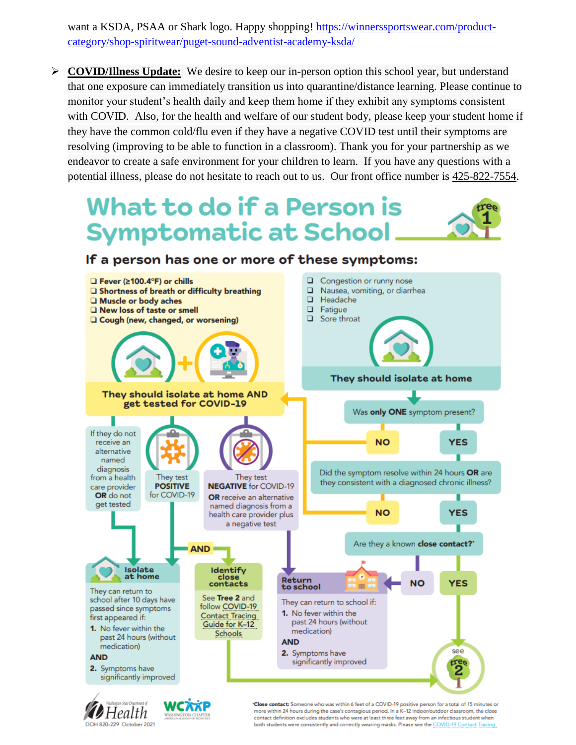want a KSDA, PSAA or Shark logo. Happy shopping! https://winnerssportswear.com/product-category/shop-spiritwear/puget-sound-adventist-academy-ksda/

- **COVID/Illness Update:** We desire to keep our in-person option this school year, but understand that one exposure can immediately transition us into quarantine/distance learning. Please continue to monitor your student's health daily and keep them home if they exhibit any symptoms consistent with COVID. Also, for the health and welfare of our student body, please keep your student home if they have the common cold/flu even if they have a negative COVID test until their symptoms are resolving (improving to be able to function in a classroom). Thank you for your partnership as we endeavor to create a safe environment for your children to learn. If you have any questions with a potential illness, please do not hesitate to reach out to us. Our front office number is 425-822-7554.

# What to do if a Person is Symptomatic at School

tree 1

## If a person has one or more of these symptoms:

- ❑ **Fever (≥100.4°F) or chills**
- ❑ **Shortness of breath or difficulty breathing**
- ❑ **Muscle or body aches**
- ❑ **New loss of taste or smell**
- ❑ **Cough (new, changed, or worsening)**

**They should isolate at home AND get tested for COVID-19**

- ❑ Congestion or runny nose
- ❑ Nausea, vomiting, or diarrhea
- ❑ Headache
- ❑ Fatigue
- ❑ Sore throat

**They should isolate at home**

Was **only ONE** symptom present?

**NO** / **YES**

Did the symptom resolve within 24 hours **OR** are they consistent with a diagnosed chronic illness?

**NO** / **YES**

Are they a known **close contact?***

**NO** / **YES**

If they do not receive an alternative named diagnosis from a health care provider **OR** do not get tested

They test **POSITIVE** for COVID-19

They test **NEGATIVE** for COVID-19 **OR** receive an alternative named diagnosis from a health care provider plus a negative test

**AND**

**Isolate at home**

They can return to school after 10 days have passed since symptoms first appeared if:

1. No fever within the past 24 hours (without medication)

**AND**

2. Symptoms have significantly improved

**Identify close contacts**

See **Tree 2** and follow COVID-19 Contact Tracing Guide for K–12 Schools

**Return to school**

They can return to school if:

1. No fever within the past 24 hours (without medication)

**AND**

2. Symptoms have significantly improved

see tree 2

Washington State Department of Health

DOH 820-229 October 2021

WCAAP Washington Chapter American Academy of Pediatrics

***Close contact:** Someone who was within 6 feet of a COVID-19 positive person for a total of 15 minutes or more within 24 hours during the case's contagious period. In a K–12 indoor/outdoor classroom, the close contact definition excludes students who were at least three feet away from an infectious student when both students were consistently and correctly wearing masks. Please see the COVID-19 Contact Tracing